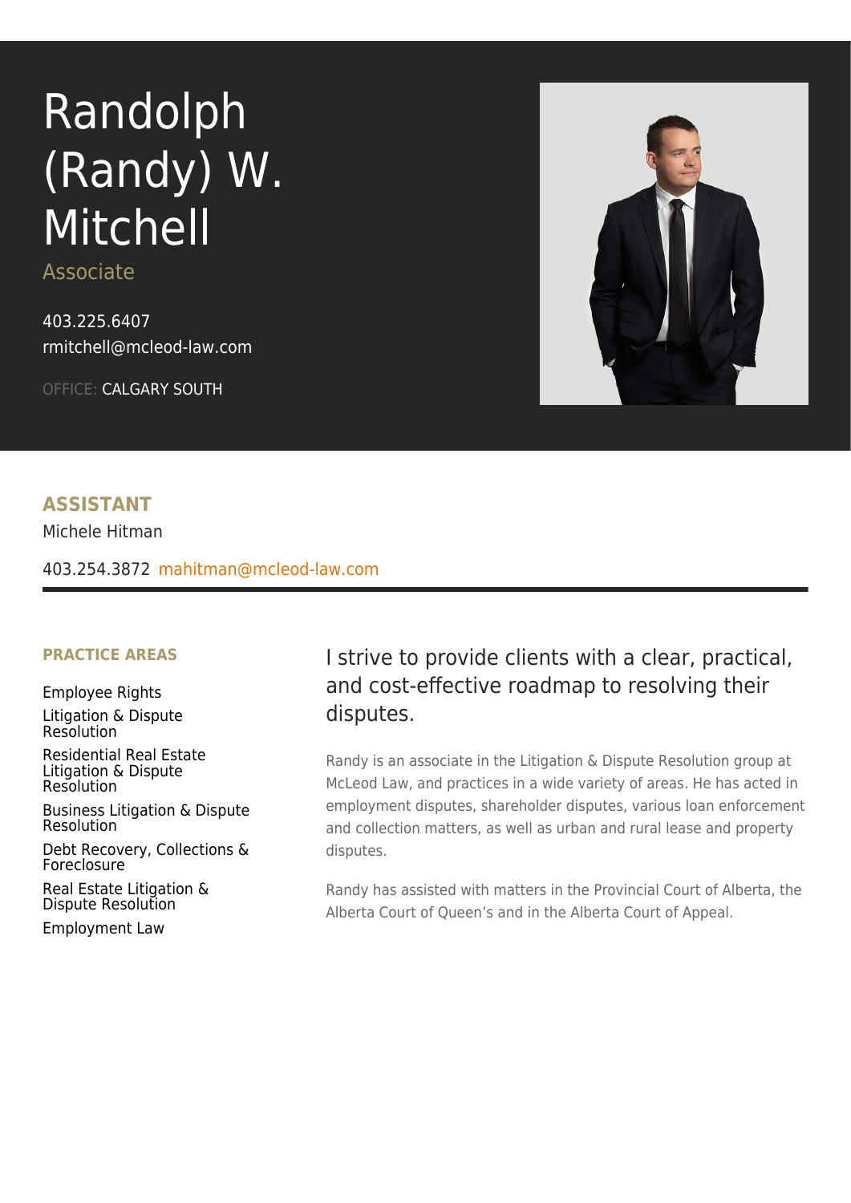# Randolph (Randy) W. Mitchell

Associate

403.225.6407
rmitchell@mcleod-law.com

OFFICE: CALGARY SOUTH

## ASSISTANT

Michele Hitman

403.254.3872 mahitman@mcleod-law.com

## PRACTICE AREAS

- Employee Rights
- Litigation & Dispute Resolution
- Residential Real Estate Litigation & Dispute Resolution
- Business Litigation & Dispute Resolution
- Debt Recovery, Collections & Foreclosure
- Real Estate Litigation & Dispute Resolution
- Employment Law

I strive to provide clients with a clear, practical, and cost-effective roadmap to resolving their disputes.

Randy is an associate in the Litigation & Dispute Resolution group at McLeod Law, and practices in a wide variety of areas. He has acted in employment disputes, shareholder disputes, various loan enforcement and collection matters, as well as urban and rural lease and property disputes.

Randy has assisted with matters in the Provincial Court of Alberta, the Alberta Court of Queen's and in the Alberta Court of Appeal.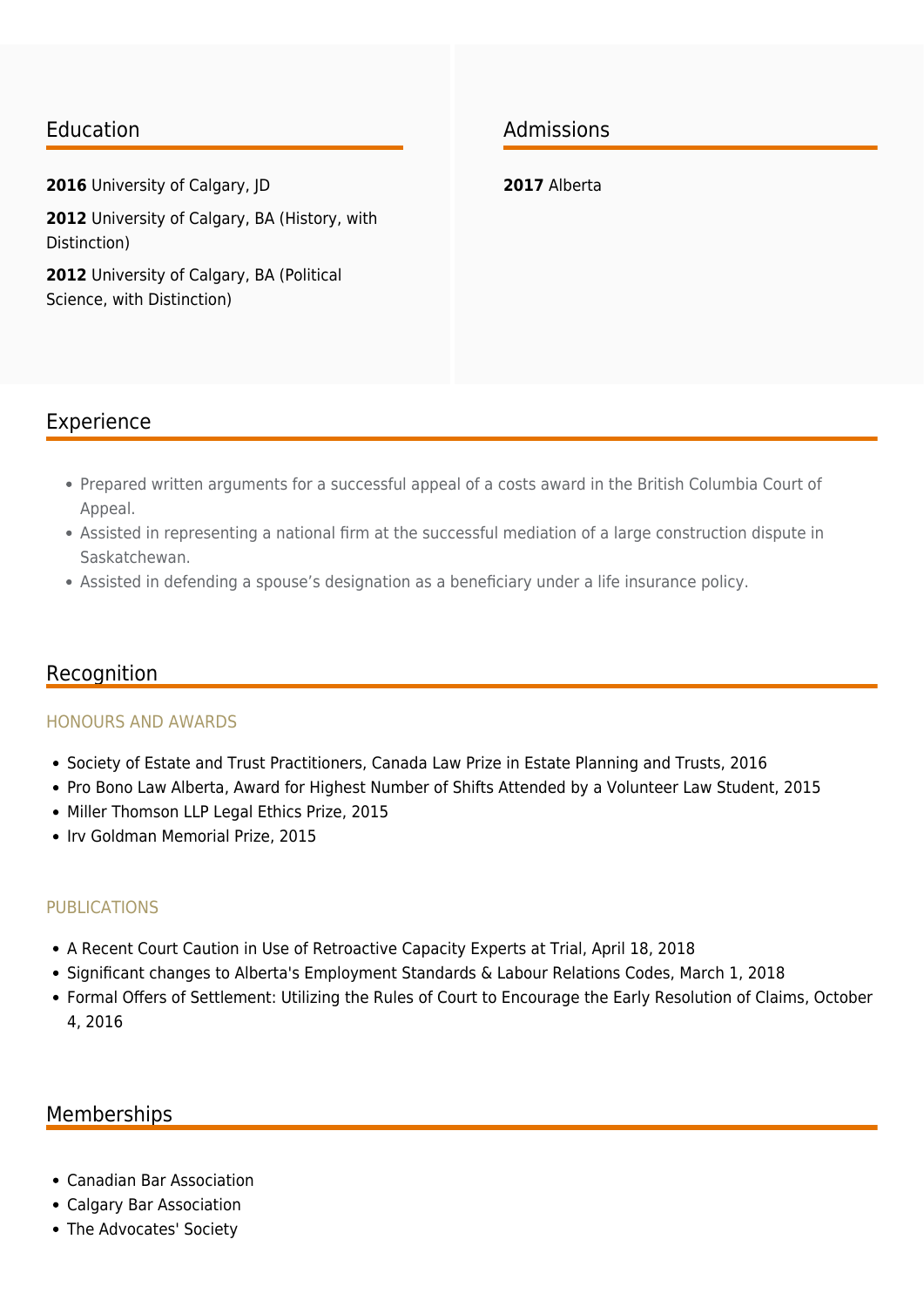## Education

**2016** University of Calgary, JD

**2012** University of Calgary, BA (History, with Distinction)

**2012** University of Calgary, BA (Political Science, with Distinction)

## Admissions

**2017** Alberta

## Experience

- Prepared written arguments for a successful appeal of a costs award in the British Columbia Court of Appeal.
- Assisted in representing a national firm at the successful mediation of a large construction dispute in Saskatchewan.
- Assisted in defending a spouse's designation as a beneficiary under a life insurance policy.

## Recognition

### HONOURS AND AWARDS

- Society of Estate and Trust Practitioners, Canada Law Prize in Estate Planning and Trusts, 2016
- Pro Bono Law Alberta, Award for Highest Number of Shifts Attended by a Volunteer Law Student, 2015
- Miller Thomson LLP Legal Ethics Prize, 2015
- Irv Goldman Memorial Prize, 2015

### PUBLICATIONS

- A Recent Court Caution in Use of Retroactive Capacity Experts at Trial, April 18, 2018
- Significant changes to Alberta's Employment Standards & Labour Relations Codes, March 1, 2018
- Formal Offers of Settlement: Utilizing the Rules of Court to Encourage the Early Resolution of Claims, October 4, 2016

## Memberships

- Canadian Bar Association
- Calgary Bar Association
- The Advocates' Society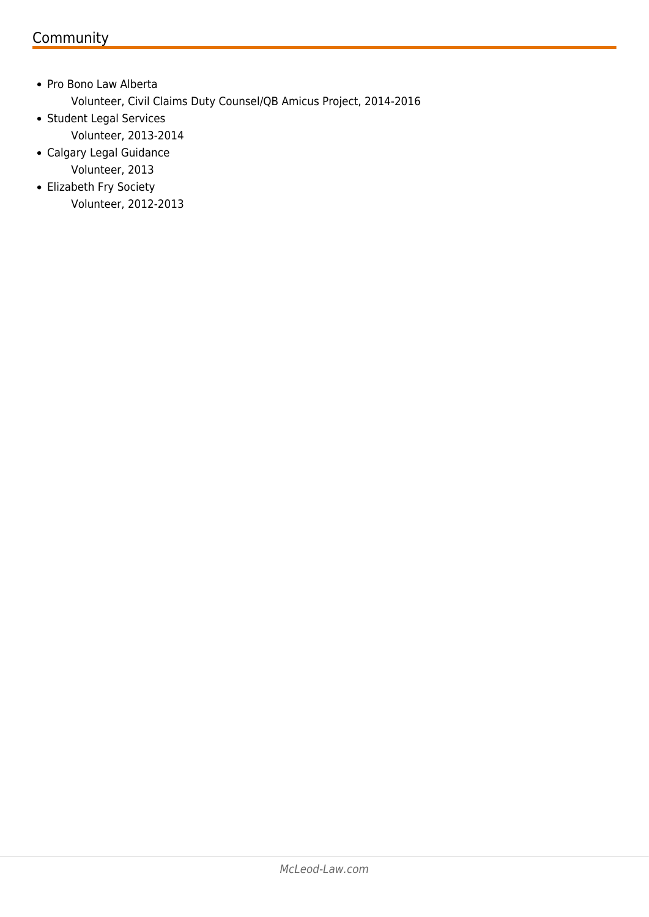## Community

- Pro Bono Law Alberta
  Volunteer, Civil Claims Duty Counsel/QB Amicus Project, 2014-2016
- Student Legal Services
  Volunteer, 2013-2014
- Calgary Legal Guidance
  Volunteer, 2013
- Elizabeth Fry Society
  Volunteer, 2012-2013